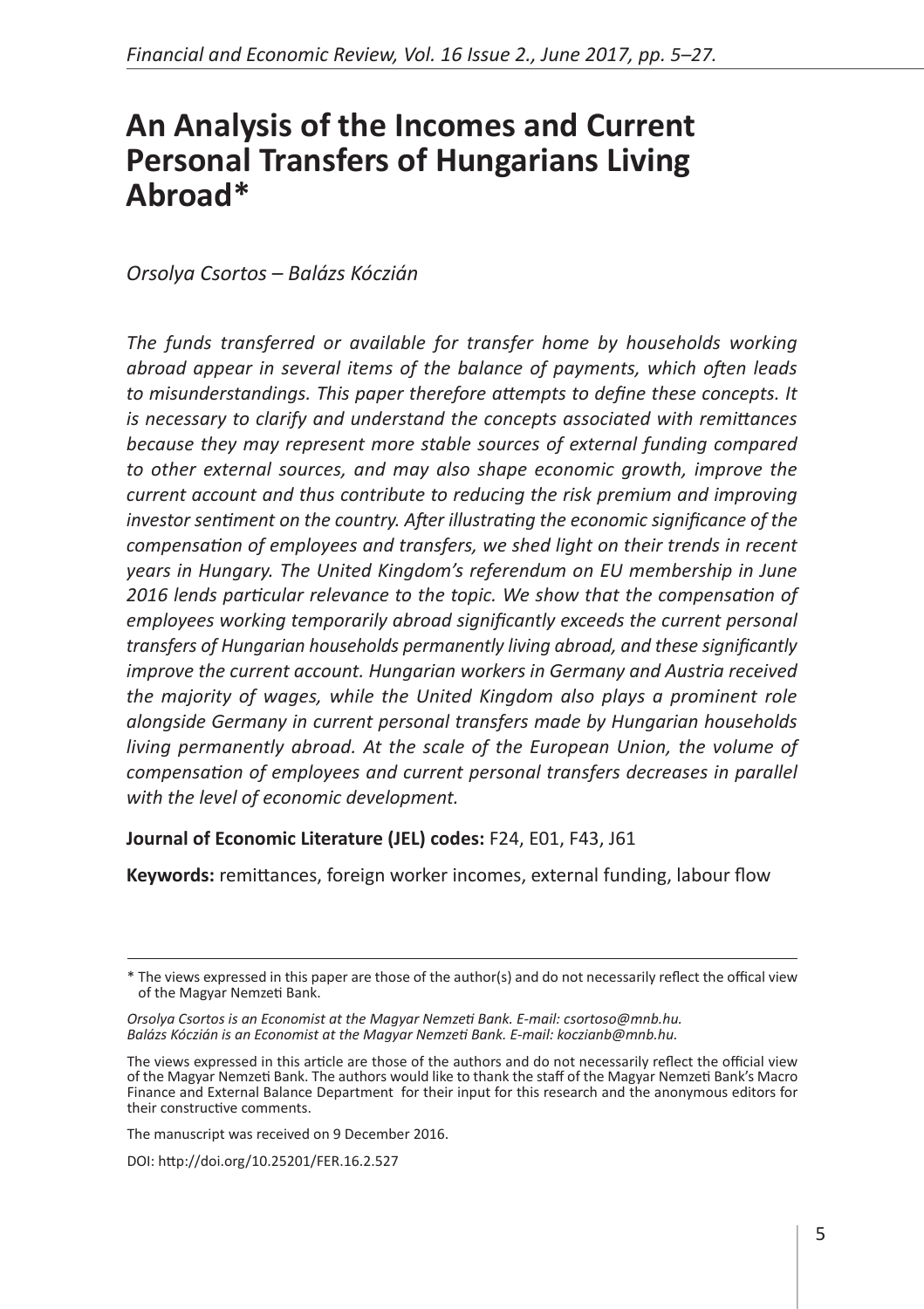# An Analysis of the Incomes and Current Personal Transfers of Hungarians Living Abroad*

*Orsolya Csortos – Balázs Kóczián*

*The funds transferred or available for transfer home by households working abroad appear in several items of the balance of payments, which often leads to misunderstandings. This paper therefore attempts to define these concepts. It is necessary to clarify and understand the concepts associated with remittances because they may represent more stable sources of external funding compared to other external sources, and may also shape economic growth, improve the current account and thus contribute to reducing the risk premium and improving investor sentiment on the country. After illustrating the economic significance of the compensation of employees and transfers, we shed light on their trends in recent years in Hungary. The United Kingdom's referendum on EU membership in June 2016 lends particular relevance to the topic. We show that the compensation of employees working temporarily abroad significantly exceeds the current personal transfers of Hungarian households permanently living abroad, and these significantly improve the current account. Hungarian workers in Germany and Austria received the majority of wages, while the United Kingdom also plays a prominent role alongside Germany in current personal transfers made by Hungarian households living permanently abroad. At the scale of the European Union, the volume of compensation of employees and current personal transfers decreases in parallel with the level of economic development.*

**Journal of Economic Literature (JEL) codes:** F24, E01, F43, J61

**Keywords:** remittances, foreign worker incomes, external funding, labour flow

---

* The views expressed in this paper are those of the author(s) and do not necessarily reflect the offical view of the Magyar Nemzeti Bank.

*Orsolya Csortos is an Economist at the Magyar Nemzeti Bank. E-mail: csortoso@mnb.hu.*
*Balázs Kóczián is an Economist at the Magyar Nemzeti Bank. E-mail: kozcianb@mnb.hu.*

The views expressed in this article are those of the authors and do not necessarily reflect the official view of the Magyar Nemzeti Bank. The authors would like to thank the staff of the Magyar Nemzeti Bank's Macro Finance and External Balance Department for their input for this research and the anonymous editors for their constructive comments.

The manuscript was received on 9 December 2016.

DOI: http://doi.org/10.25201/FER.16.2.527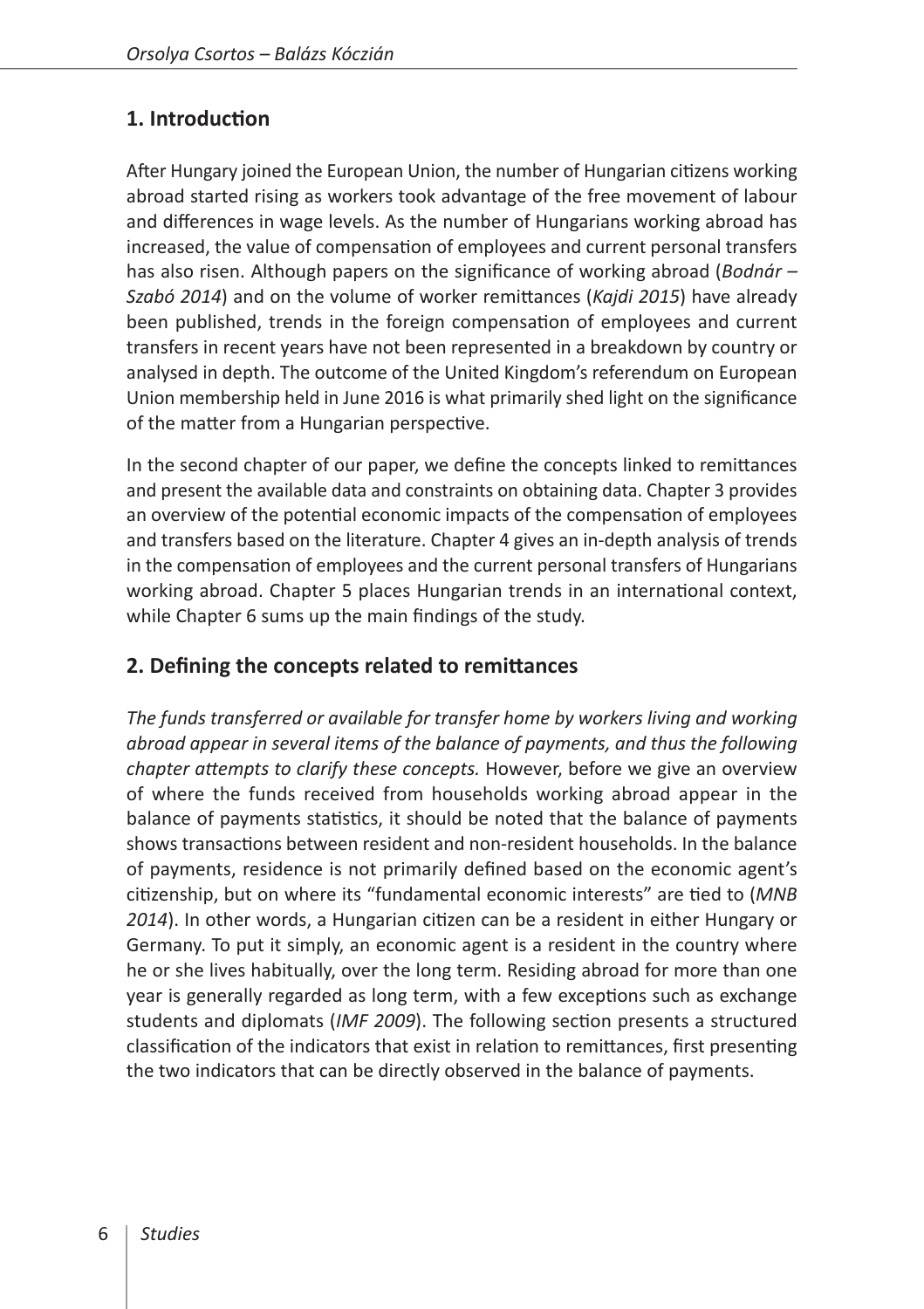## 1. Introduction

After Hungary joined the European Union, the number of Hungarian citizens working abroad started rising as workers took advantage of the free movement of labour and differences in wage levels. As the number of Hungarians working abroad has increased, the value of compensation of employees and current personal transfers has also risen. Although papers on the significance of working abroad (*Bodnár – Szabó 2014*) and on the volume of worker remittances (*Kajdi 2015*) have already been published, trends in the foreign compensation of employees and current transfers in recent years have not been represented in a breakdown by country or analysed in depth. The outcome of the United Kingdom's referendum on European Union membership held in June 2016 is what primarily shed light on the significance of the matter from a Hungarian perspective.

In the second chapter of our paper, we define the concepts linked to remittances and present the available data and constraints on obtaining data. Chapter 3 provides an overview of the potential economic impacts of the compensation of employees and transfers based on the literature. Chapter 4 gives an in-depth analysis of trends in the compensation of employees and the current personal transfers of Hungarians working abroad. Chapter 5 places Hungarian trends in an international context, while Chapter 6 sums up the main findings of the study.

## 2. Defining the concepts related to remittances

*The funds transferred or available for transfer home by workers living and working abroad appear in several items of the balance of payments, and thus the following chapter attempts to clarify these concepts.* However, before we give an overview of where the funds received from households working abroad appear in the balance of payments statistics, it should be noted that the balance of payments shows transactions between resident and non-resident households. In the balance of payments, residence is not primarily defined based on the economic agent's citizenship, but on where its "fundamental economic interests" are tied to (*MNB 2014*). In other words, a Hungarian citizen can be a resident in either Hungary or Germany. To put it simply, an economic agent is a resident in the country where he or she lives habitually, over the long term. Residing abroad for more than one year is generally regarded as long term, with a few exceptions such as exchange students and diplomats (*IMF 2009*). The following section presents a structured classification of the indicators that exist in relation to remittances, first presenting the two indicators that can be directly observed in the balance of payments.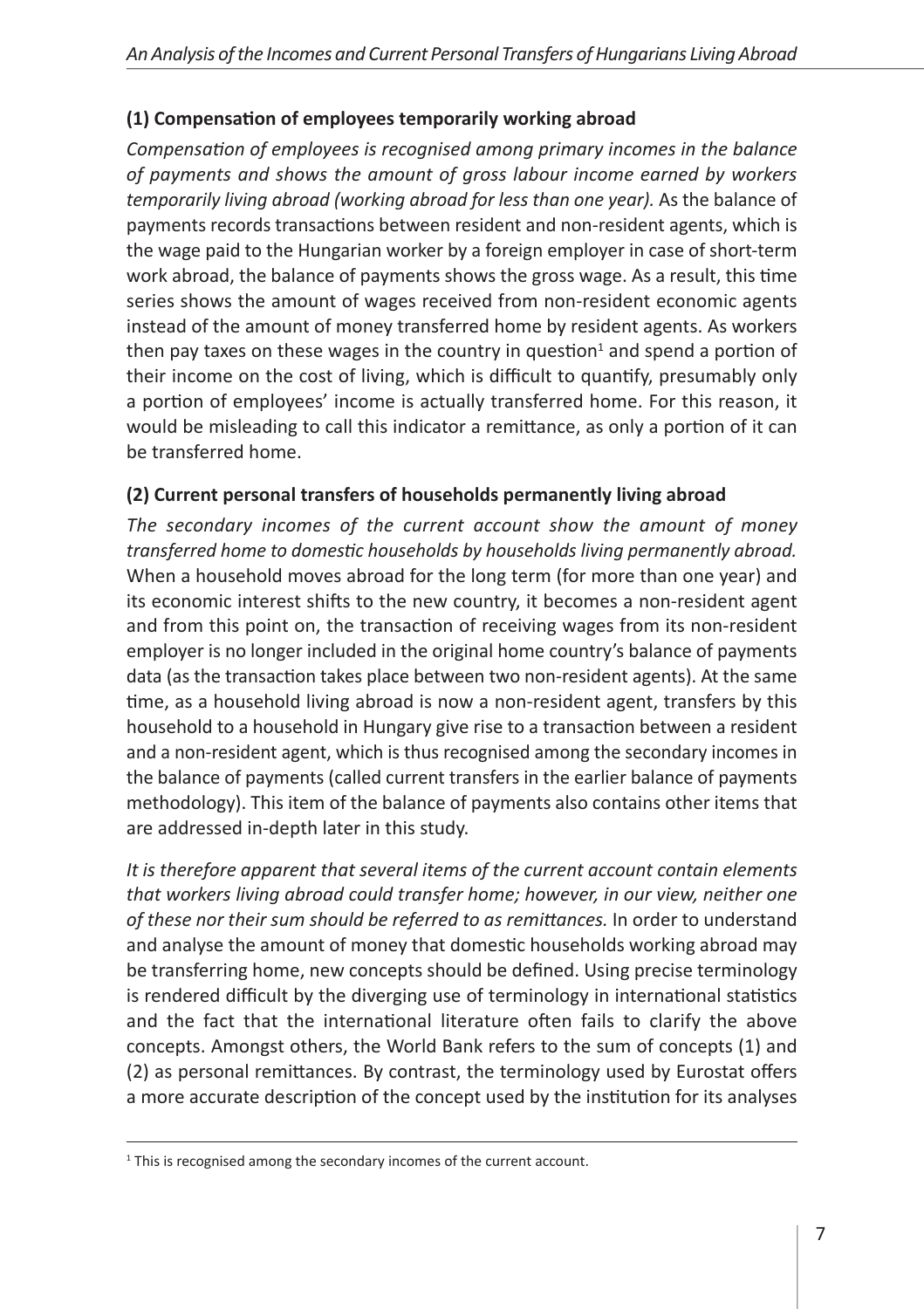**(1) Compensation of employees temporarily working abroad**

*Compensation of employees is recognised among primary incomes in the balance of payments and shows the amount of gross labour income earned by workers temporarily living abroad (working abroad for less than one year).* As the balance of payments records transactions between resident and non-resident agents, which is the wage paid to the Hungarian worker by a foreign employer in case of short-term work abroad, the balance of payments shows the gross wage. As a result, this time series shows the amount of wages received from non-resident economic agents instead of the amount of money transferred home by resident agents. As workers then pay taxes on these wages in the country in question[1] and spend a portion of their income on the cost of living, which is difficult to quantify, presumably only a portion of employees' income is actually transferred home. For this reason, it would be misleading to call this indicator a remittance, as only a portion of it can be transferred home.

**(2) Current personal transfers of households permanently living abroad**

*The secondary incomes of the current account show the amount of money transferred home to domestic households by households living permanently abroad.* When a household moves abroad for the long term (for more than one year) and its economic interest shifts to the new country, it becomes a non-resident agent and from this point on, the transaction of receiving wages from its non-resident employer is no longer included in the original home country's balance of payments data (as the transaction takes place between two non-resident agents). At the same time, as a household living abroad is now a non-resident agent, transfers by this household to a household in Hungary give rise to a transaction between a resident and a non-resident agent, which is thus recognised among the secondary incomes in the balance of payments (called current transfers in the earlier balance of payments methodology). This item of the balance of payments also contains other items that are addressed in-depth later in this study.

*It is therefore apparent that several items of the current account contain elements that workers living abroad could transfer home; however, in our view, neither one of these nor their sum should be referred to as remittances.* In order to understand and analyse the amount of money that domestic households working abroad may be transferring home, new concepts should be defined. Using precise terminology is rendered difficult by the diverging use of terminology in international statistics and the fact that the international literature often fails to clarify the above concepts. Amongst others, the World Bank refers to the sum of concepts (1) and (2) as personal remittances. By contrast, the terminology used by Eurostat offers a more accurate description of the concept used by the institution for its analyses

[1] This is recognised among the secondary incomes of the current account.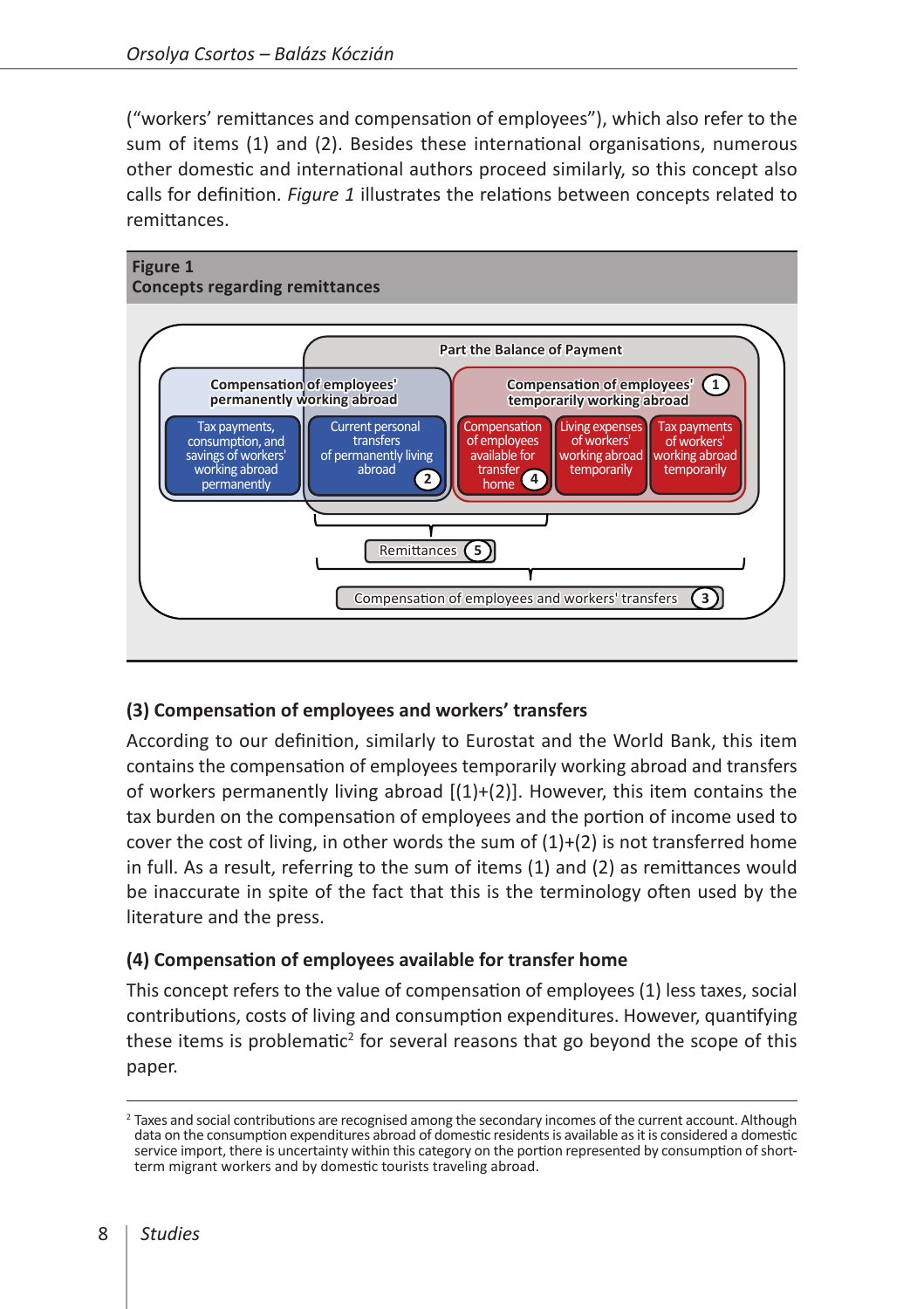("workers' remittances and compensation of employees"), which also refer to the sum of items (1) and (2). Besides these international organisations, numerous other domestic and international authors proceed similarly, so this concept also calls for definition. *Figure 1* illustrates the relations between concepts related to remittances.

**Figure 1**
**Concepts regarding remittances**

Part the Balance of Payment

Compensation of employees' permanently working abroad

Tax payments, consumption, and savings of workers' working abroad permanently

Current personal transfers of permanently living abroad (2)

Compensation of employees' temporarily working abroad (1)

Compensation of employees available for transfer home (4)

Living expenses of workers' working abroad temporarily

Tax payments of workers' working abroad temporarily

Remittances (5)

Compensation of employees and workers' transfers (3)

### (3) Compensation of employees and workers' transfers

According to our definition, similarly to Eurostat and the World Bank, this item contains the compensation of employees temporarily working abroad and transfers of workers permanently living abroad [(1)+(2)]. However, this item contains the tax burden on the compensation of employees and the portion of income used to cover the cost of living, in other words the sum of (1)+(2) is not transferred home in full. As a result, referring to the sum of items (1) and (2) as remittances would be inaccurate in spite of the fact that this is the terminology often used by the literature and the press.

### (4) Compensation of employees available for transfer home

This concept refers to the value of compensation of employees (1) less taxes, social contributions, costs of living and consumption expenditures. However, quantifying these items is problematic[2] for several reasons that go beyond the scope of this paper.

---

[2] Taxes and social contributions are recognised among the secondary incomes of the current account. Although data on the consumption expenditures abroad of domestic residents is available as it is considered a domestic service import, there is uncertainty within this category on the portion represented by consumption of short-term migrant workers and by domestic tourists traveling abroad.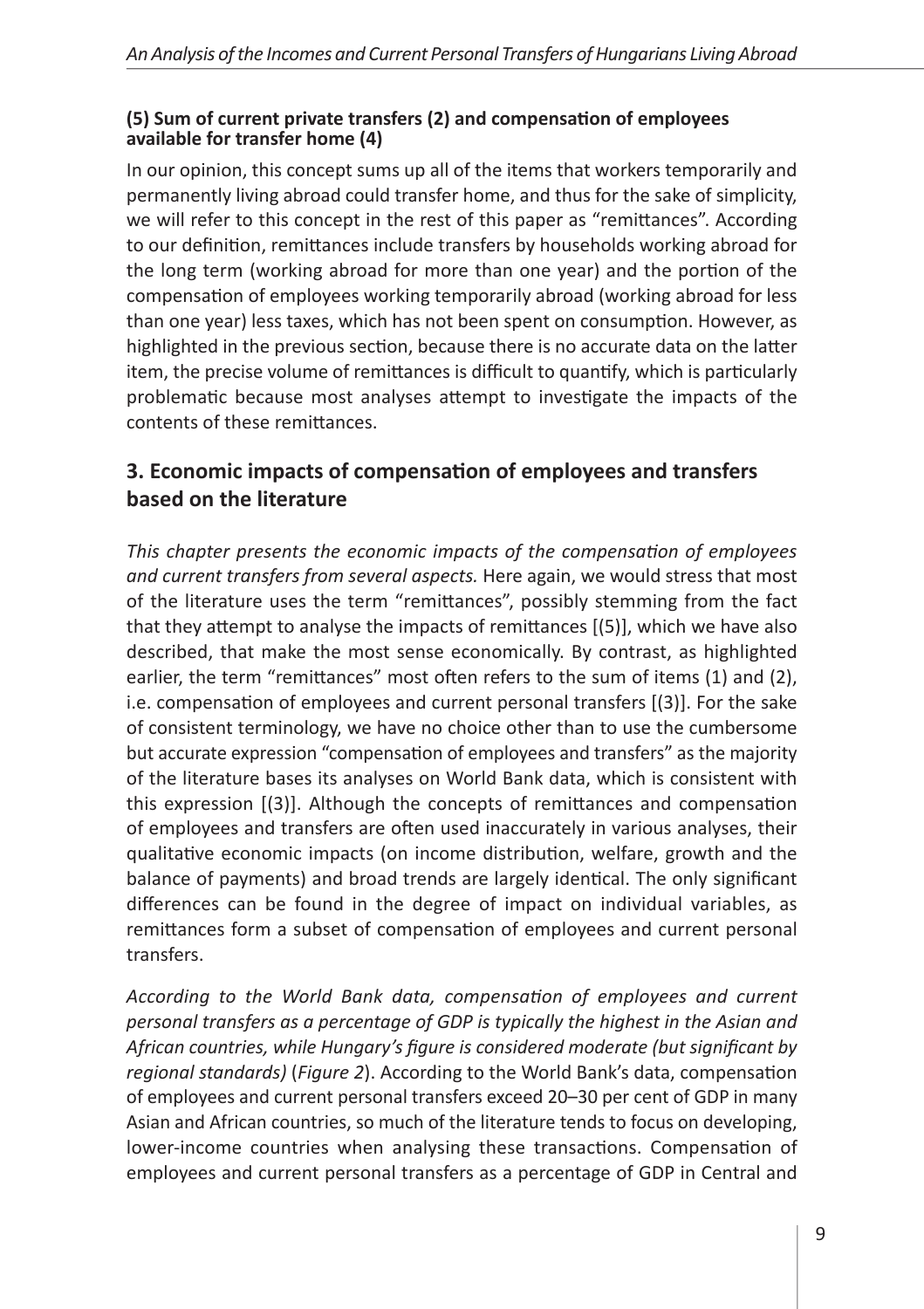**(5) Sum of current private transfers (2) and compensation of employees available for transfer home (4)**

In our opinion, this concept sums up all of the items that workers temporarily and permanently living abroad could transfer home, and thus for the sake of simplicity, we will refer to this concept in the rest of this paper as "remittances". According to our definition, remittances include transfers by households working abroad for the long term (working abroad for more than one year) and the portion of the compensation of employees working temporarily abroad (working abroad for less than one year) less taxes, which has not been spent on consumption. However, as highlighted in the previous section, because there is no accurate data on the latter item, the precise volume of remittances is difficult to quantify, which is particularly problematic because most analyses attempt to investigate the impacts of the contents of these remittances.

## 3. Economic impacts of compensation of employees and transfers based on the literature

*This chapter presents the economic impacts of the compensation of employees and current transfers from several aspects.* Here again, we would stress that most of the literature uses the term "remittances", possibly stemming from the fact that they attempt to analyse the impacts of remittances [(5)], which we have also described, that make the most sense economically. By contrast, as highlighted earlier, the term "remittances" most often refers to the sum of items (1) and (2), i.e. compensation of employees and current personal transfers [(3)]. For the sake of consistent terminology, we have no choice other than to use the cumbersome but accurate expression "compensation of employees and transfers" as the majority of the literature bases its analyses on World Bank data, which is consistent with this expression [(3)]. Although the concepts of remittances and compensation of employees and transfers are often used inaccurately in various analyses, their qualitative economic impacts (on income distribution, welfare, growth and the balance of payments) and broad trends are largely identical. The only significant differences can be found in the degree of impact on individual variables, as remittances form a subset of compensation of employees and current personal transfers.

*According to the World Bank data, compensation of employees and current personal transfers as a percentage of GDP is typically the highest in the Asian and African countries, while Hungary's figure is considered moderate (but significant by regional standards)* (*Figure 2*). According to the World Bank's data, compensation of employees and current personal transfers exceed 20–30 per cent of GDP in many Asian and African countries, so much of the literature tends to focus on developing, lower-income countries when analysing these transactions. Compensation of employees and current personal transfers as a percentage of GDP in Central and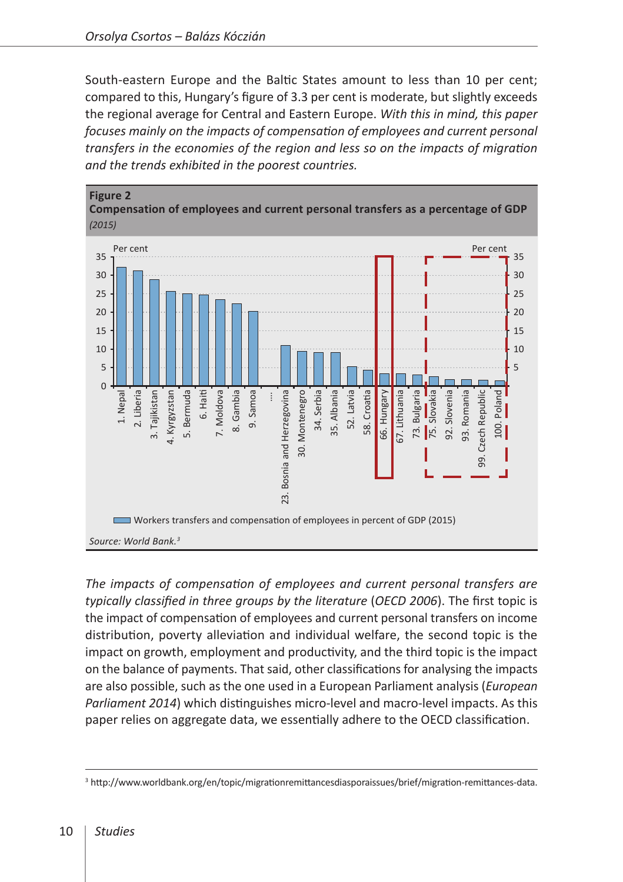South-eastern Europe and the Baltic States amount to less than 10 per cent; compared to this, Hungary's figure of 3.3 per cent is moderate, but slightly exceeds the regional average for Central and Eastern Europe. *With this in mind, this paper focuses mainly on the impacts of compensation of employees and current personal transfers in the economies of the region and less so on the impacts of migration and the trends exhibited in the poorest countries.*

**Figure 2**
**Compensation of employees and current personal transfers as a percentage of GDP**
*(2015)*

Workers transfers and compensation of employees in percent of GDP (2015)

*Source: World Bank.*[3]

*The impacts of compensation of employees and current personal transfers are typically classified in three groups by the literature* (*OECD 2006*). The first topic is the impact of compensation of employees and current personal transfers on income distribution, poverty alleviation and individual welfare, the second topic is the impact on growth, employment and productivity, and the third topic is the impact on the balance of payments. That said, other classifications for analysing the impacts are also possible, such as the one used in a European Parliament analysis (*European Parliament 2014*) which distinguishes micro-level and macro-level impacts. As this paper relies on aggregate data, we essentially adhere to the OECD classification.

[3] http://www.worldbank.org/en/topic/migrationremittancesdiasporaissues/brief/migration-remittances-data.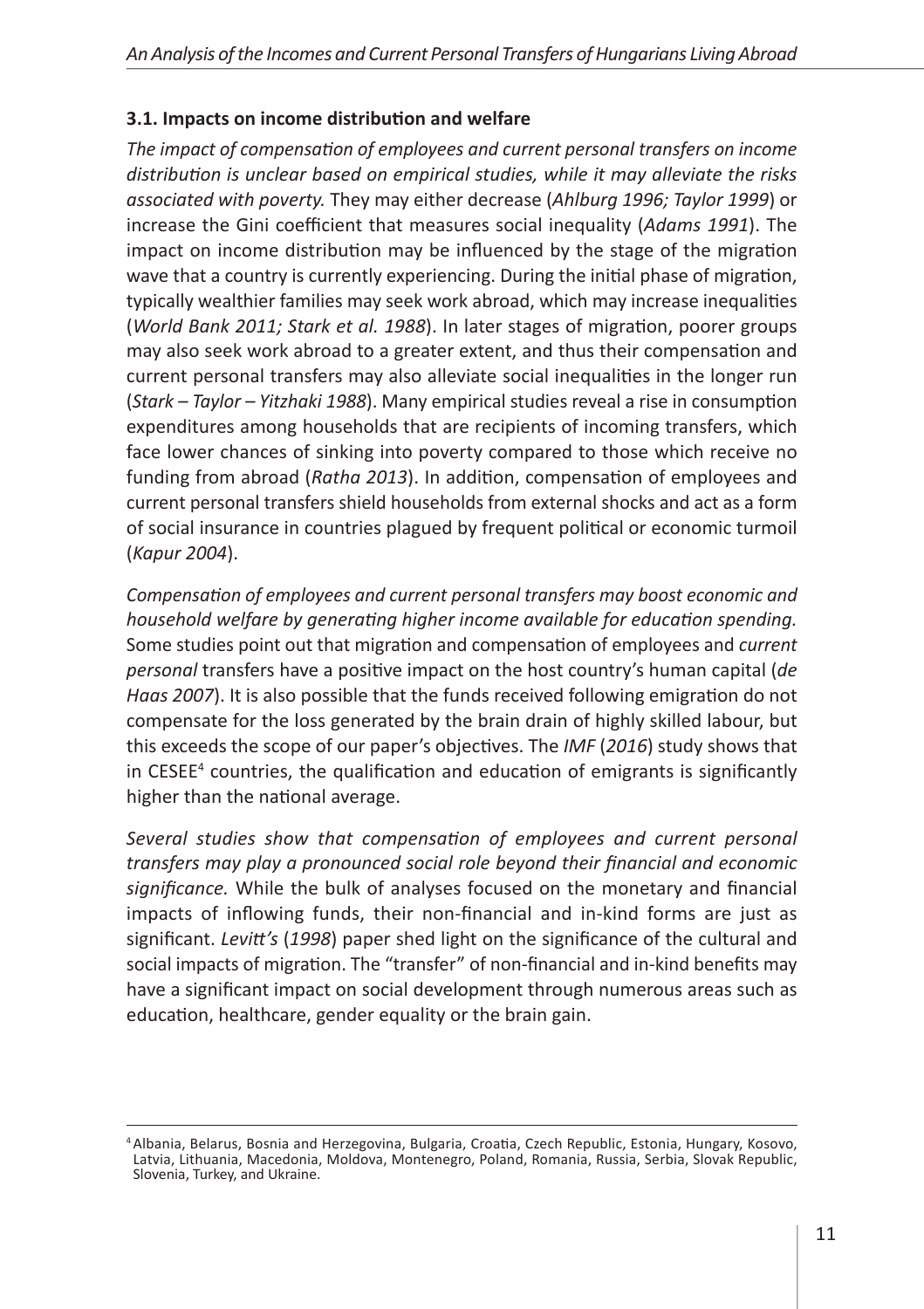### 3.1. Impacts on income distribution and welfare

*The impact of compensation of employees and current personal transfers on income distribution is unclear based on empirical studies, while it may alleviate the risks associated with poverty.* They may either decrease (*Ahlburg 1996; Taylor 1999*) or increase the Gini coefficient that measures social inequality (*Adams 1991*). The impact on income distribution may be influenced by the stage of the migration wave that a country is currently experiencing. During the initial phase of migration, typically wealthier families may seek work abroad, which may increase inequalities (*World Bank 2011; Stark et al. 1988*). In later stages of migration, poorer groups may also seek work abroad to a greater extent, and thus their compensation and current personal transfers may also alleviate social inequalities in the longer run (*Stark – Taylor – Yitzhaki 1988*). Many empirical studies reveal a rise in consumption expenditures among households that are recipients of incoming transfers, which face lower chances of sinking into poverty compared to those which receive no funding from abroad (*Ratha 2013*). In addition, compensation of employees and current personal transfers shield households from external shocks and act as a form of social insurance in countries plagued by frequent political or economic turmoil (*Kapur 2004*).

*Compensation of employees and current personal transfers may boost economic and household welfare by generating higher income available for education spending.* Some studies point out that migration and compensation of employees and *current personal* transfers have a positive impact on the host country's human capital (*de Haas 2007*). It is also possible that the funds received following emigration do not compensate for the loss generated by the brain drain of highly skilled labour, but this exceeds the scope of our paper's objectives. The *IMF* (*2016*) study shows that in CESEE[4] countries, the qualification and education of emigrants is significantly higher than the national average.

*Several studies show that compensation of employees and current personal transfers may play a pronounced social role beyond their financial and economic significance.* While the bulk of analyses focused on the monetary and financial impacts of inflowing funds, their non-financial and in-kind forms are just as significant. *Levitt's* (*1998*) paper shed light on the significance of the cultural and social impacts of migration. The "transfer" of non-financial and in-kind benefits may have a significant impact on social development through numerous areas such as education, healthcare, gender equality or the brain gain.

---

[4] Albania, Belarus, Bosnia and Herzegovina, Bulgaria, Croatia, Czech Republic, Estonia, Hungary, Kosovo, Latvia, Lithuania, Macedonia, Moldova, Montenegro, Poland, Romania, Russia, Serbia, Slovak Republic, Slovenia, Turkey, and Ukraine.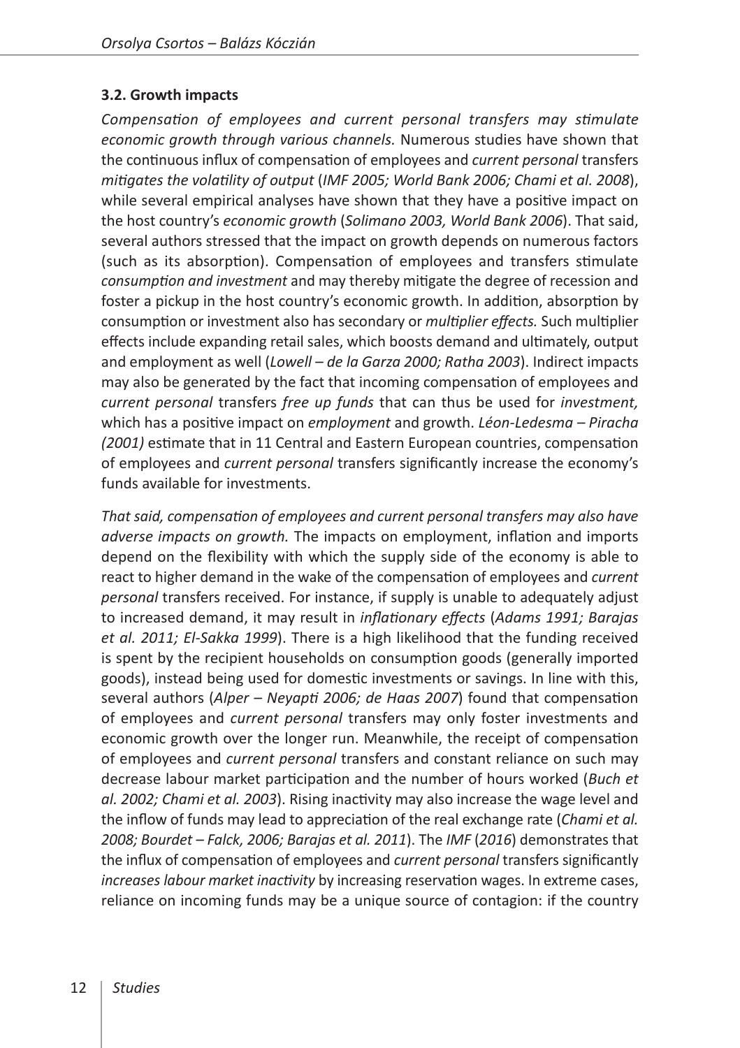### 3.2. Growth impacts

*Compensation of employees and current personal transfers may stimulate economic growth through various channels.* Numerous studies have shown that the continuous influx of compensation of employees and *current personal* transfers *mitigates the volatility of output* (*IMF 2005; World Bank 2006; Chami et al. 2008*), while several empirical analyses have shown that they have a positive impact on the host country's *economic growth* (*Solimano 2003, World Bank 2006*). That said, several authors stressed that the impact on growth depends on numerous factors (such as its absorption). Compensation of employees and transfers stimulate *consumption and investment* and may thereby mitigate the degree of recession and foster a pickup in the host country's economic growth. In addition, absorption by consumption or investment also has secondary or *multiplier effects.* Such multiplier effects include expanding retail sales, which boosts demand and ultimately, output and employment as well (*Lowell – de la Garza 2000; Ratha 2003*). Indirect impacts may also be generated by the fact that incoming compensation of employees and *current personal* transfers *free up funds* that can thus be used for *investment,* which has a positive impact on *employment* and growth. *Léon-Ledesma – Piracha (2001)* estimate that in 11 Central and Eastern European countries, compensation of employees and *current personal* transfers significantly increase the economy's funds available for investments.

*That said, compensation of employees and current personal transfers may also have adverse impacts on growth.* The impacts on employment, inflation and imports depend on the flexibility with which the supply side of the economy is able to react to higher demand in the wake of the compensation of employees and *current personal* transfers received. For instance, if supply is unable to adequately adjust to increased demand, it may result in *inflationary effects* (*Adams 1991; Barajas et al. 2011; El-Sakka 1999*). There is a high likelihood that the funding received is spent by the recipient households on consumption goods (generally imported goods), instead being used for domestic investments or savings. In line with this, several authors (*Alper – Neyapti 2006; de Haas 2007*) found that compensation of employees and *current personal* transfers may only foster investments and economic growth over the longer run. Meanwhile, the receipt of compensation of employees and *current personal* transfers and constant reliance on such may decrease labour market participation and the number of hours worked (*Buch et al. 2002; Chami et al. 2003*). Rising inactivity may also increase the wage level and the inflow of funds may lead to appreciation of the real exchange rate (*Chami et al. 2008; Bourdet – Falck, 2006; Barajas et al. 2011*). The *IMF* (*2016*) demonstrates that the influx of compensation of employees and *current personal* transfers significantly *increases labour market inactivity* by increasing reservation wages. In extreme cases, reliance on incoming funds may be a unique source of contagion: if the country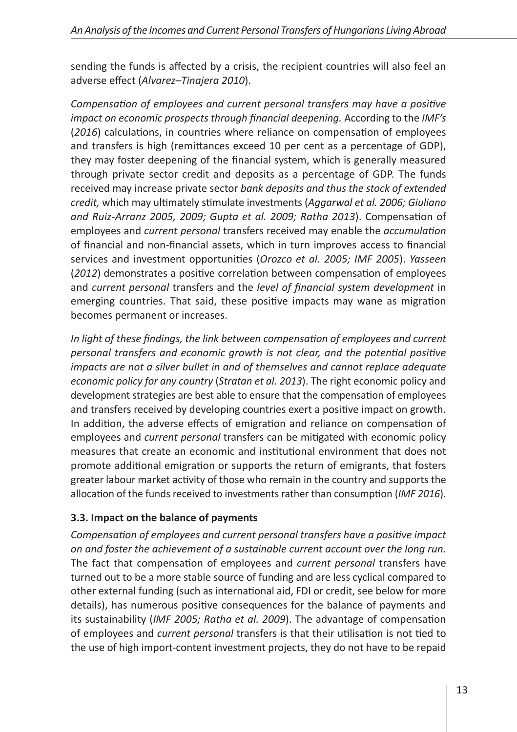sending the funds is affected by a crisis, the recipient countries will also feel an adverse effect (*Alvarez–Tinajera 2010*).

*Compensation of employees and current personal transfers may have a positive impact on economic prospects through financial deepening.* According to the *IMF's* (*2016*) calculations, in countries where reliance on compensation of employees and transfers is high (remittances exceed 10 per cent as a percentage of GDP), they may foster deepening of the financial system, which is generally measured through private sector credit and deposits as a percentage of GDP. The funds received may increase private sector *bank deposits and thus the stock of extended credit,* which may ultimately stimulate investments (*Aggarwal et al. 2006; Giuliano and Ruiz-Arranz 2005, 2009; Gupta et al. 2009; Ratha 2013*). Compensation of employees and *current personal* transfers received may enable the *accumulation* of financial and non-financial assets, which in turn improves access to financial services and investment opportunities (*Orozco et al. 2005; IMF 2005*). *Yasseen* (*2012*) demonstrates a positive correlation between compensation of employees and *current personal* transfers and the *level of financial system development* in emerging countries. That said, these positive impacts may wane as migration becomes permanent or increases.

*In light of these findings, the link between compensation of employees and current personal transfers and economic growth is not clear, and the potential positive impacts are not a silver bullet in and of themselves and cannot replace adequate economic policy for any country* (*Stratan et al. 2013*). The right economic policy and development strategies are best able to ensure that the compensation of employees and transfers received by developing countries exert a positive impact on growth. In addition, the adverse effects of emigration and reliance on compensation of employees and *current personal* transfers can be mitigated with economic policy measures that create an economic and institutional environment that does not promote additional emigration or supports the return of emigrants, that fosters greater labour market activity of those who remain in the country and supports the allocation of the funds received to investments rather than consumption (*IMF 2016*).

### 3.3. Impact on the balance of payments

*Compensation of employees and current personal transfers have a positive impact on and foster the achievement of a sustainable current account over the long run.* The fact that compensation of employees and *current personal* transfers have turned out to be a more stable source of funding and are less cyclical compared to other external funding (such as international aid, FDI or credit, see below for more details), has numerous positive consequences for the balance of payments and its sustainability (*IMF 2005; Ratha et al. 2009*). The advantage of compensation of employees and *current personal* transfers is that their utilisation is not tied to the use of high import-content investment projects, they do not have to be repaid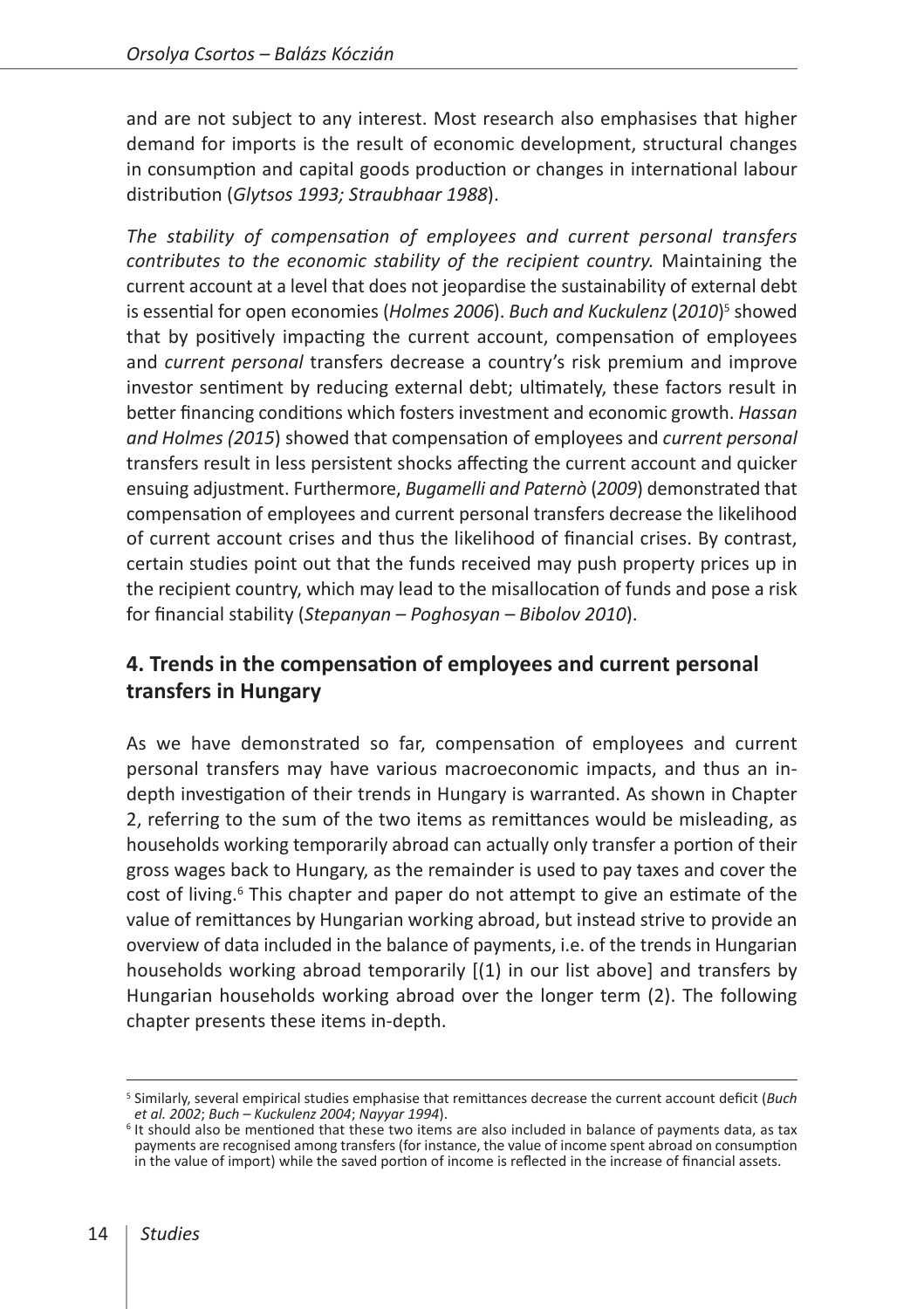and are not subject to any interest. Most research also emphasises that higher demand for imports is the result of economic development, structural changes in consumption and capital goods production or changes in international labour distribution (*Glytsos 1993; Straubhaar 1988*).

*The stability of compensation of employees and current personal transfers contributes to the economic stability of the recipient country.* Maintaining the current account at a level that does not jeopardise the sustainability of external debt is essential for open economies (*Holmes 2006*). *Buch and Kuckulenz* (*2010*)[5] showed that by positively impacting the current account, compensation of employees and *current personal* transfers decrease a country's risk premium and improve investor sentiment by reducing external debt; ultimately, these factors result in better financing conditions which fosters investment and economic growth. *Hassan and Holmes (2015*) showed that compensation of employees and *current personal* transfers result in less persistent shocks affecting the current account and quicker ensuing adjustment. Furthermore, *Bugamelli and Paternò* (*2009*) demonstrated that compensation of employees and current personal transfers decrease the likelihood of current account crises and thus the likelihood of financial crises. By contrast, certain studies point out that the funds received may push property prices up in the recipient country, which may lead to the misallocation of funds and pose a risk for financial stability (*Stepanyan – Poghosyan – Bibolov 2010*).

## 4. Trends in the compensation of employees and current personal transfers in Hungary

As we have demonstrated so far, compensation of employees and current personal transfers may have various macroeconomic impacts, and thus an in-depth investigation of their trends in Hungary is warranted. As shown in Chapter 2, referring to the sum of the two items as remittances would be misleading, as households working temporarily abroad can actually only transfer a portion of their gross wages back to Hungary, as the remainder is used to pay taxes and cover the cost of living.[6] This chapter and paper do not attempt to give an estimate of the value of remittances by Hungarian working abroad, but instead strive to provide an overview of data included in the balance of payments, i.e. of the trends in Hungarian households working abroad temporarily [(1) in our list above] and transfers by Hungarian households working abroad over the longer term (2). The following chapter presents these items in-depth.

---

[5] Similarly, several empirical studies emphasise that remittances decrease the current account deficit (*Buch et al. 2002*; *Buch – Kuckulenz 2004*; *Nayyar 1994*).

[6] It should also be mentioned that these two items are also included in balance of payments data, as tax payments are recognised among transfers (for instance, the value of income spent abroad on consumption in the value of import) while the saved portion of income is reflected in the increase of financial assets.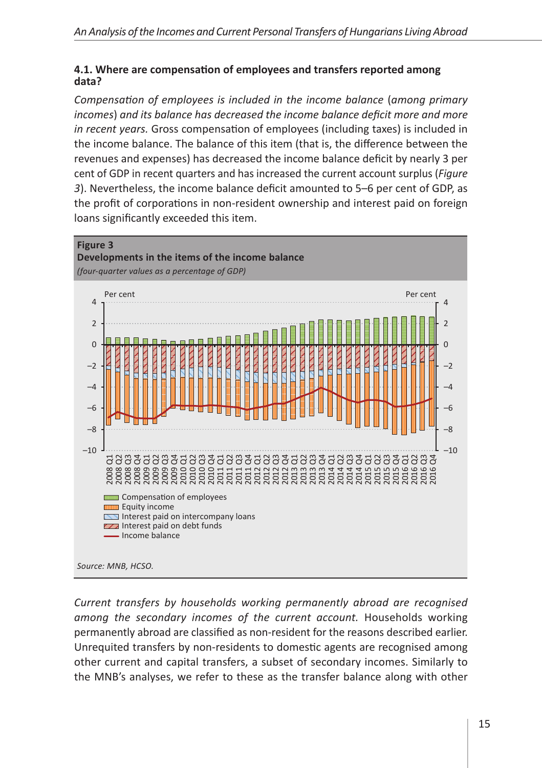### 4.1. Where are compensation of employees and transfers reported among data?

*Compensation of employees is included in the income balance* (*among primary incomes*) *and its balance has decreased the income balance deficit more and more in recent years.* Gross compensation of employees (including taxes) is included in the income balance. The balance of this item (that is, the difference between the revenues and expenses) has decreased the income balance deficit by nearly 3 per cent of GDP in recent quarters and has increased the current account surplus (*Figure 3*). Nevertheless, the income balance deficit amounted to 5–6 per cent of GDP, as the profit of corporations in non-resident ownership and interest paid on foreign loans significantly exceeded this item.

**Figure 3**
**Developments in the items of the income balance**
*(four-quarter values as a percentage of GDP)*

*Source: MNB, HCSO.*

*Current transfers by households working permanently abroad are recognised among the secondary incomes of the current account.* Households working permanently abroad are classified as non-resident for the reasons described earlier. Unrequited transfers by non-residents to domestic agents are recognised among other current and capital transfers, a subset of secondary incomes. Similarly to the MNB's analyses, we refer to these as the transfer balance along with other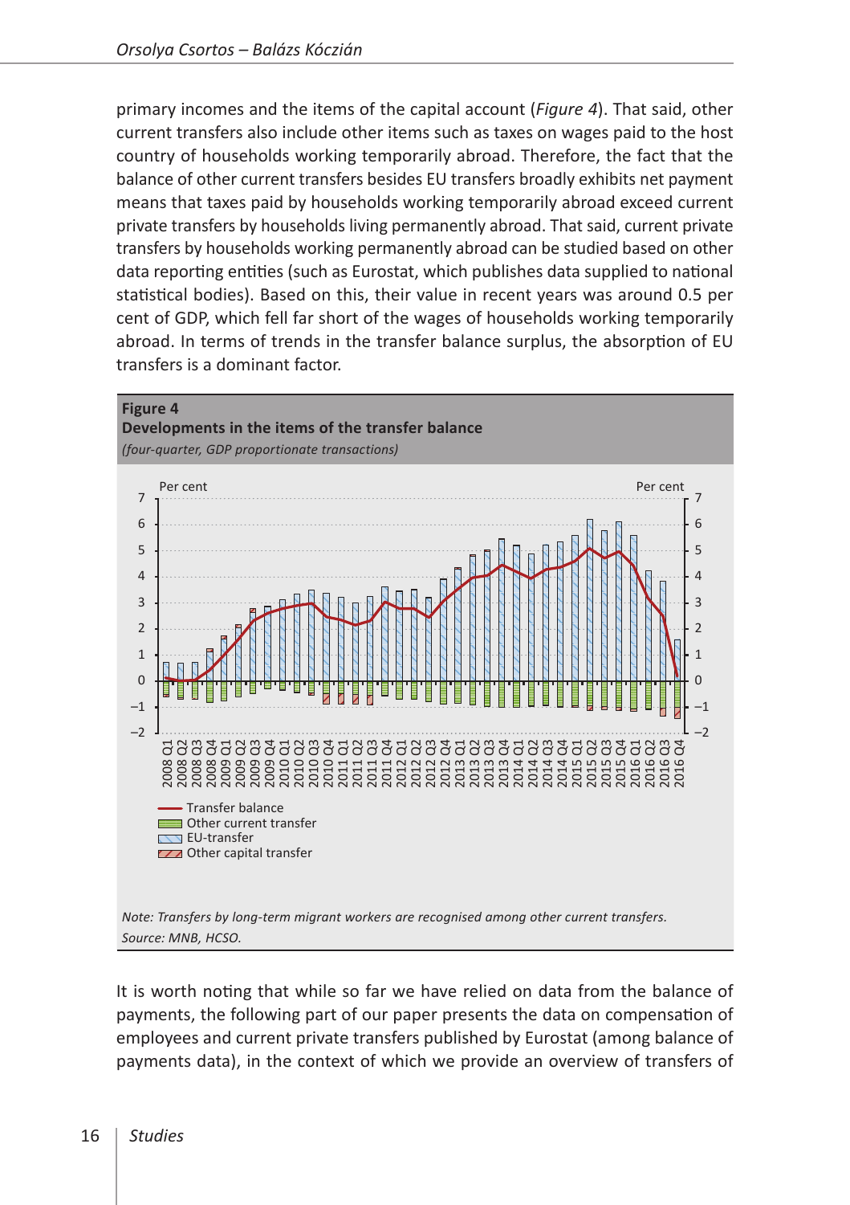primary incomes and the items of the capital account (*Figure 4*). That said, other current transfers also include other items such as taxes on wages paid to the host country of households working temporarily abroad. Therefore, the fact that the balance of other current transfers besides EU transfers broadly exhibits net payment means that taxes paid by households working temporarily abroad exceed current private transfers by households living permanently abroad. That said, current private transfers by households working permanently abroad can be studied based on other data reporting entities (such as Eurostat, which publishes data supplied to national statistical bodies). Based on this, their value in recent years was around 0.5 per cent of GDP, which fell far short of the wages of households working temporarily abroad. In terms of trends in the transfer balance surplus, the absorption of EU transfers is a dominant factor.

**Figure 4**
**Developments in the items of the transfer balance**
*(four-quarter, GDP proportionate transactions)*

*Note: Transfers by long-term migrant workers are recognised among other current transfers.*
*Source: MNB, HCSO.*

It is worth noting that while so far we have relied on data from the balance of payments, the following part of our paper presents the data on compensation of employees and current private transfers published by Eurostat (among balance of payments data), in the context of which we provide an overview of transfers of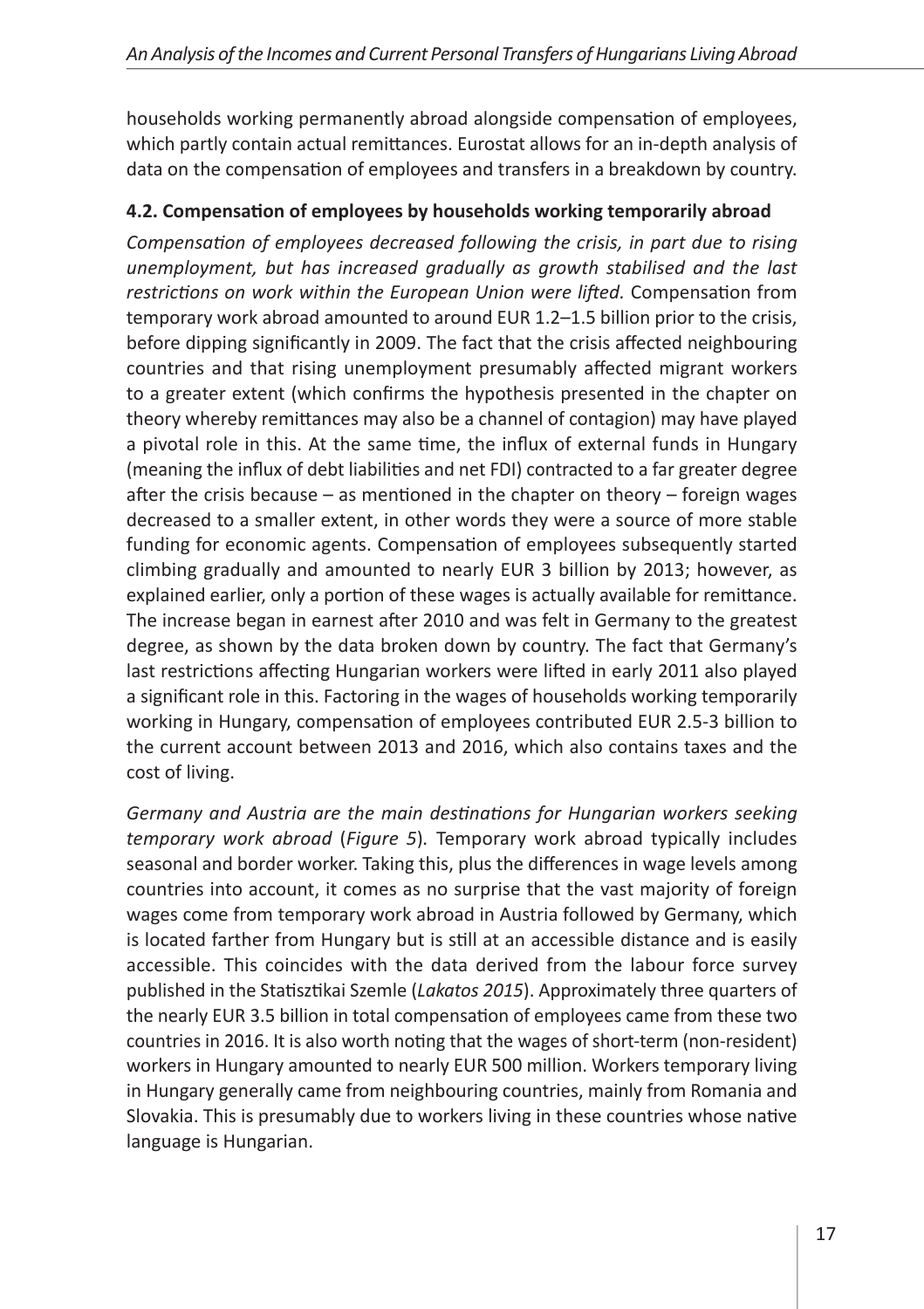households working permanently abroad alongside compensation of employees, which partly contain actual remittances. Eurostat allows for an in-depth analysis of data on the compensation of employees and transfers in a breakdown by country.

### 4.2. Compensation of employees by households working temporarily abroad

*Compensation of employees decreased following the crisis, in part due to rising unemployment, but has increased gradually as growth stabilised and the last restrictions on work within the European Union were lifted.* Compensation from temporary work abroad amounted to around EUR 1.2–1.5 billion prior to the crisis, before dipping significantly in 2009. The fact that the crisis affected neighbouring countries and that rising unemployment presumably affected migrant workers to a greater extent (which confirms the hypothesis presented in the chapter on theory whereby remittances may also be a channel of contagion) may have played a pivotal role in this. At the same time, the influx of external funds in Hungary (meaning the influx of debt liabilities and net FDI) contracted to a far greater degree after the crisis because – as mentioned in the chapter on theory – foreign wages decreased to a smaller extent, in other words they were a source of more stable funding for economic agents. Compensation of employees subsequently started climbing gradually and amounted to nearly EUR 3 billion by 2013; however, as explained earlier, only a portion of these wages is actually available for remittance. The increase began in earnest after 2010 and was felt in Germany to the greatest degree, as shown by the data broken down by country. The fact that Germany's last restrictions affecting Hungarian workers were lifted in early 2011 also played a significant role in this. Factoring in the wages of households working temporarily working in Hungary, compensation of employees contributed EUR 2.5-3 billion to the current account between 2013 and 2016, which also contains taxes and the cost of living.

*Germany and Austria are the main destinations for Hungarian workers seeking temporary work abroad* (*Figure 5*)*.* Temporary work abroad typically includes seasonal and border worker. Taking this, plus the differences in wage levels among countries into account, it comes as no surprise that the vast majority of foreign wages come from temporary work abroad in Austria followed by Germany, which is located farther from Hungary but is still at an accessible distance and is easily accessible. This coincides with the data derived from the labour force survey published in the Statisztikai Szemle (*Lakatos 2015*). Approximately three quarters of the nearly EUR 3.5 billion in total compensation of employees came from these two countries in 2016. It is also worth noting that the wages of short-term (non-resident) workers in Hungary amounted to nearly EUR 500 million. Workers temporary living in Hungary generally came from neighbouring countries, mainly from Romania and Slovakia. This is presumably due to workers living in these countries whose native language is Hungarian.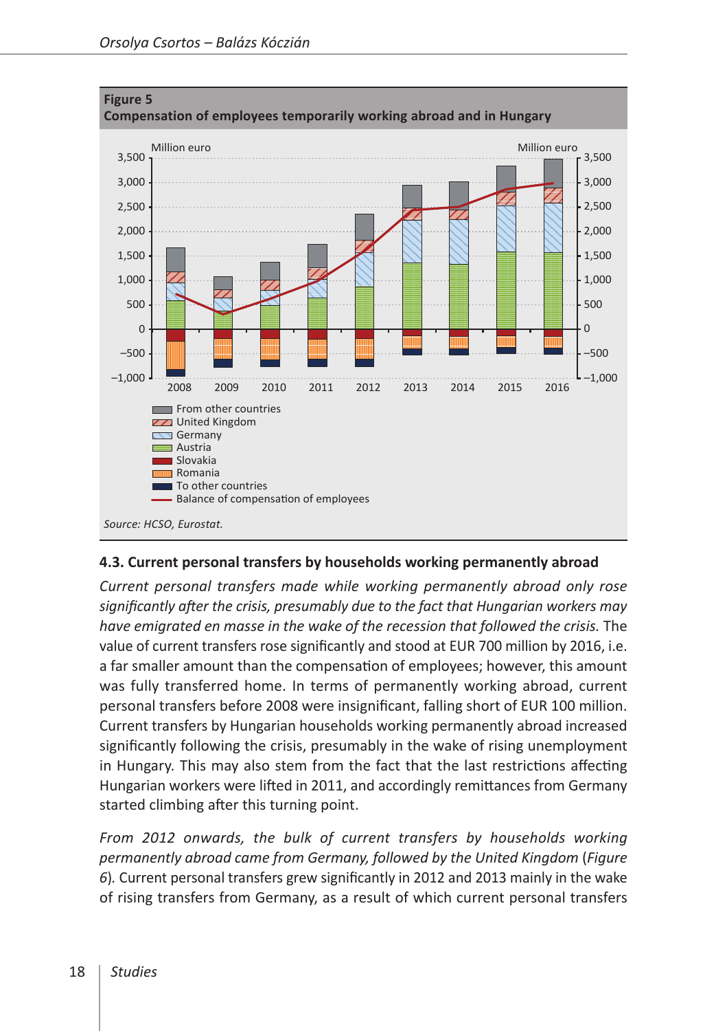**Figure 5**
**Compensation of employees temporarily working abroad and in Hungary**

Source: HCSO, Eurostat.

### 4.3. Current personal transfers by households working permanently abroad

*Current personal transfers made while working permanently abroad only rose significantly after the crisis, presumably due to the fact that Hungarian workers may have emigrated en masse in the wake of the recession that followed the crisis.* The value of current transfers rose significantly and stood at EUR 700 million by 2016, i.e. a far smaller amount than the compensation of employees; however, this amount was fully transferred home. In terms of permanently working abroad, current personal transfers before 2008 were insignificant, falling short of EUR 100 million. Current transfers by Hungarian households working permanently abroad increased significantly following the crisis, presumably in the wake of rising unemployment in Hungary. This may also stem from the fact that the last restrictions affecting Hungarian workers were lifted in 2011, and accordingly remittances from Germany started climbing after this turning point.

*From 2012 onwards, the bulk of current transfers by households working permanently abroad came from Germany, followed by the United Kingdom* (*Figure 6*). Current personal transfers grew significantly in 2012 and 2013 mainly in the wake of rising transfers from Germany, as a result of which current personal transfers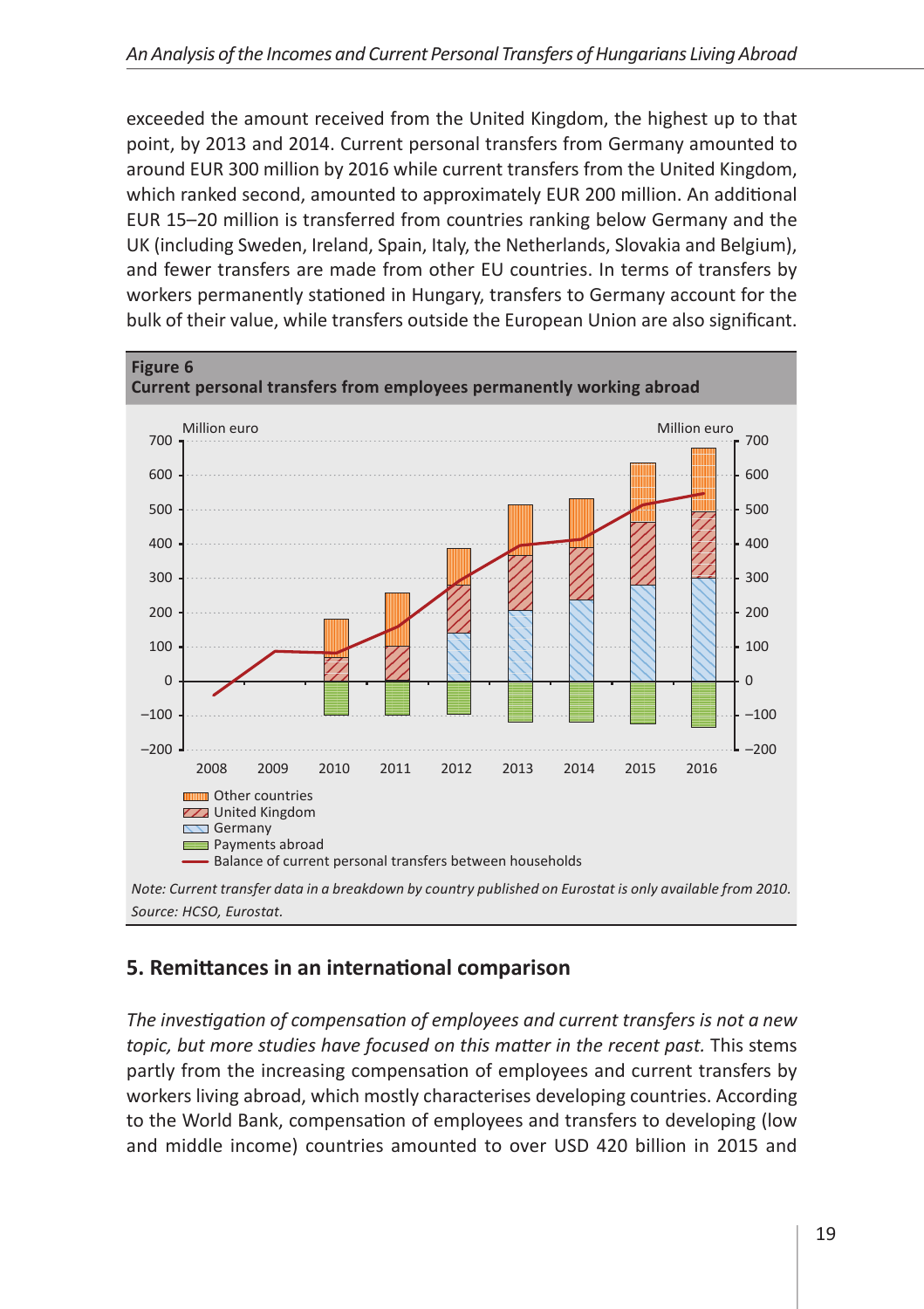exceeded the amount received from the United Kingdom, the highest up to that point, by 2013 and 2014. Current personal transfers from Germany amounted to around EUR 300 million by 2016 while current transfers from the United Kingdom, which ranked second, amounted to approximately EUR 200 million. An additional EUR 15–20 million is transferred from countries ranking below Germany and the UK (including Sweden, Ireland, Spain, Italy, the Netherlands, Slovakia and Belgium), and fewer transfers are made from other EU countries. In terms of transfers by workers permanently stationed in Hungary, transfers to Germany account for the bulk of their value, while transfers outside the European Union are also significant.

**Figure 6**
**Current personal transfers from employees permanently working abroad**

Million euro (left axis: −200 to 700); Million euro (right axis: −200 to 700)

Years: 2008, 2009, 2010, 2011, 2012, 2013, 2014, 2015, 2016

Legend:
- Other countries
- United Kingdom
- Germany
- Payments abroad
- Balance of current personal transfers between households

*Note: Current transfer data in a breakdown by country published on Eurostat is only available from 2010.*
*Source: HCSO, Eurostat.*

## 5. Remittances in an international comparison

*The investigation of compensation of employees and current transfers is not a new topic, but more studies have focused on this matter in the recent past.* This stems partly from the increasing compensation of employees and current transfers by workers living abroad, which mostly characterises developing countries. According to the World Bank, compensation of employees and transfers to developing (low and middle income) countries amounted to over USD 420 billion in 2015 and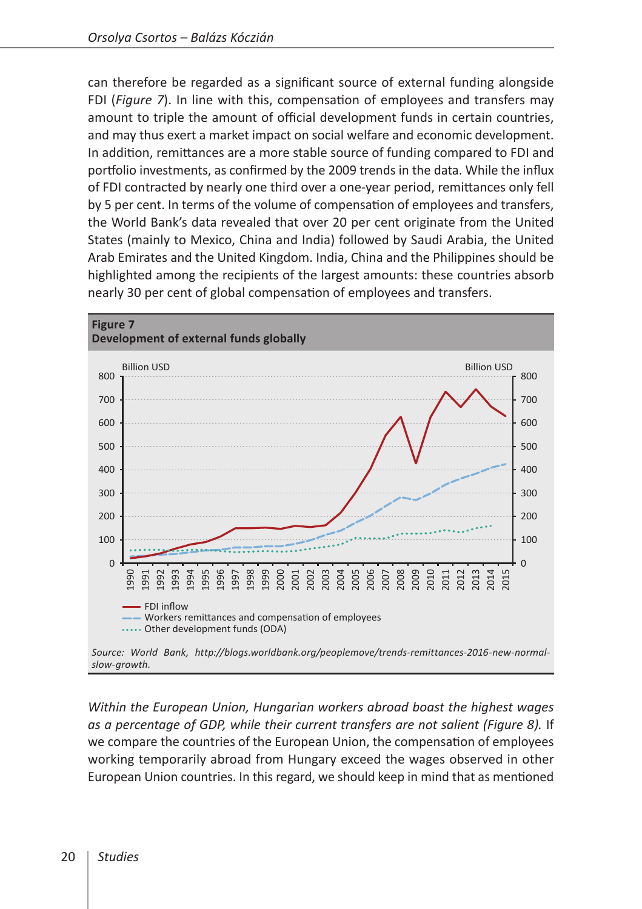can therefore be regarded as a significant source of external funding alongside FDI (*Figure 7*). In line with this, compensation of employees and transfers may amount to triple the amount of official development funds in certain countries, and may thus exert a market impact on social welfare and economic development. In addition, remittances are a more stable source of funding compared to FDI and portfolio investments, as confirmed by the 2009 trends in the data. While the influx of FDI contracted by nearly one third over a one-year period, remittances only fell by 5 per cent. In terms of the volume of compensation of employees and transfers, the World Bank's data revealed that over 20 per cent originate from the United States (mainly to Mexico, China and India) followed by Saudi Arabia, the United Arab Emirates and the United Kingdom. India, China and the Philippines should be highlighted among the recipients of the largest amounts: these countries absorb nearly 30 per cent of global compensation of employees and transfers.

**Figure 7**
**Development of external funds globally**

Billion USD (left axis: 0–800); Billion USD (right axis: 0–800); years 1990–2015

- FDI inflow
- Workers remittances and compensation of employees
- Other development funds (ODA)

*Source: World Bank, http://blogs.worldbank.org/peoplemove/trends-remittances-2016-new-normal-slow-growth.*

*Within the European Union, Hungarian workers abroad boast the highest wages as a percentage of GDP, while their current transfers are not salient (Figure 8).* If we compare the countries of the European Union, the compensation of employees working temporarily abroad from Hungary exceed the wages observed in other European Union countries. In this regard, we should keep in mind that as mentioned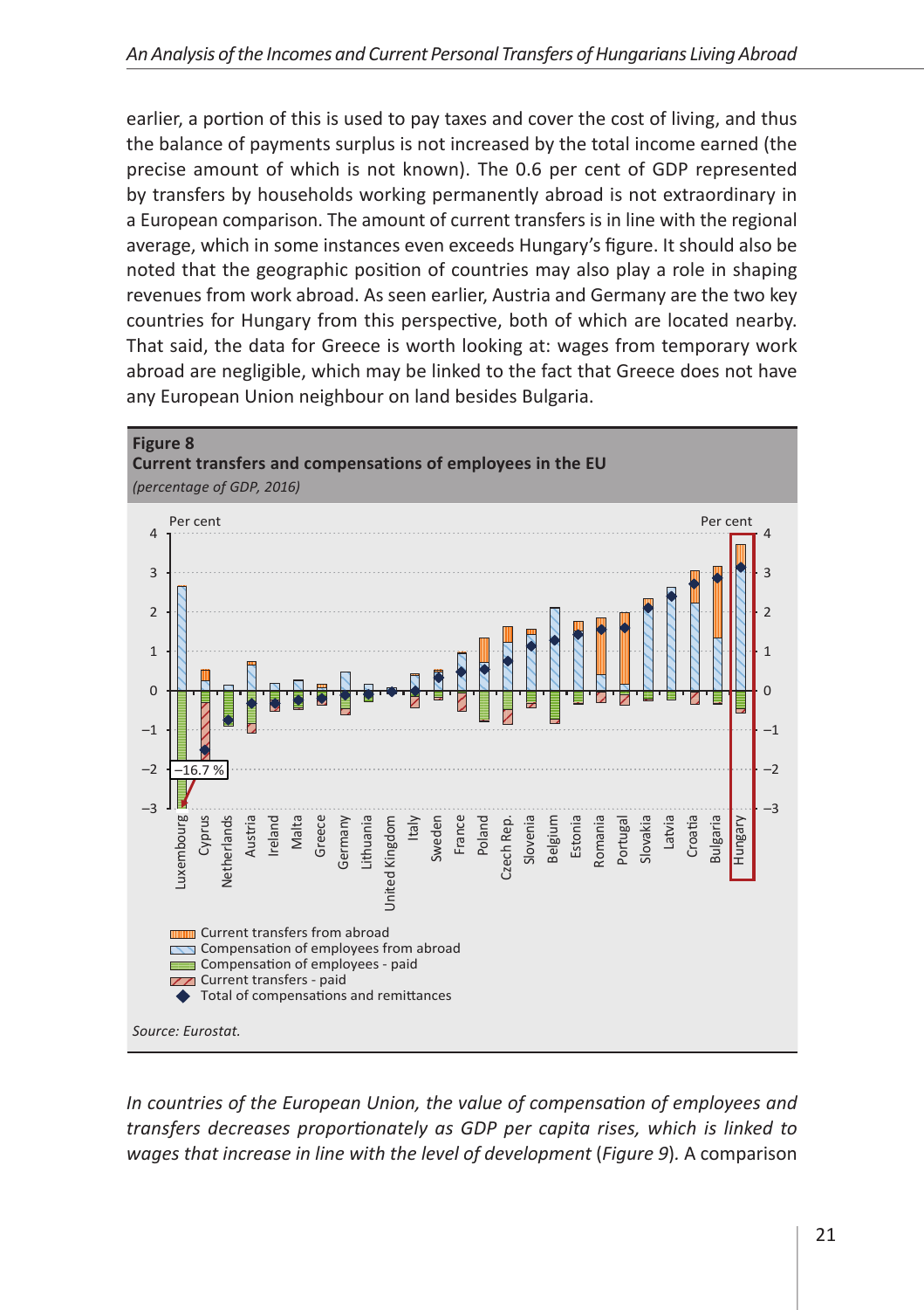earlier, a portion of this is used to pay taxes and cover the cost of living, and thus the balance of payments surplus is not increased by the total income earned (the precise amount of which is not known). The 0.6 per cent of GDP represented by transfers by households working permanently abroad is not extraordinary in a European comparison. The amount of current transfers is in line with the regional average, which in some instances even exceeds Hungary's figure. It should also be noted that the geographic position of countries may also play a role in shaping revenues from work abroad. As seen earlier, Austria and Germany are the two key countries for Hungary from this perspective, both of which are located nearby. That said, the data for Greece is worth looking at: wages from temporary work abroad are negligible, which may be linked to the fact that Greece does not have any European Union neighbour on land besides Bulgaria.

**Figure 8**
**Current transfers and compensations of employees in the EU**
*(percentage of GDP, 2016)*

*Source: Eurostat.*

*In countries of the European Union, the value of compensation of employees and transfers decreases proportionately as GDP per capita rises, which is linked to wages that increase in line with the level of development* (*Figure 9*). A comparison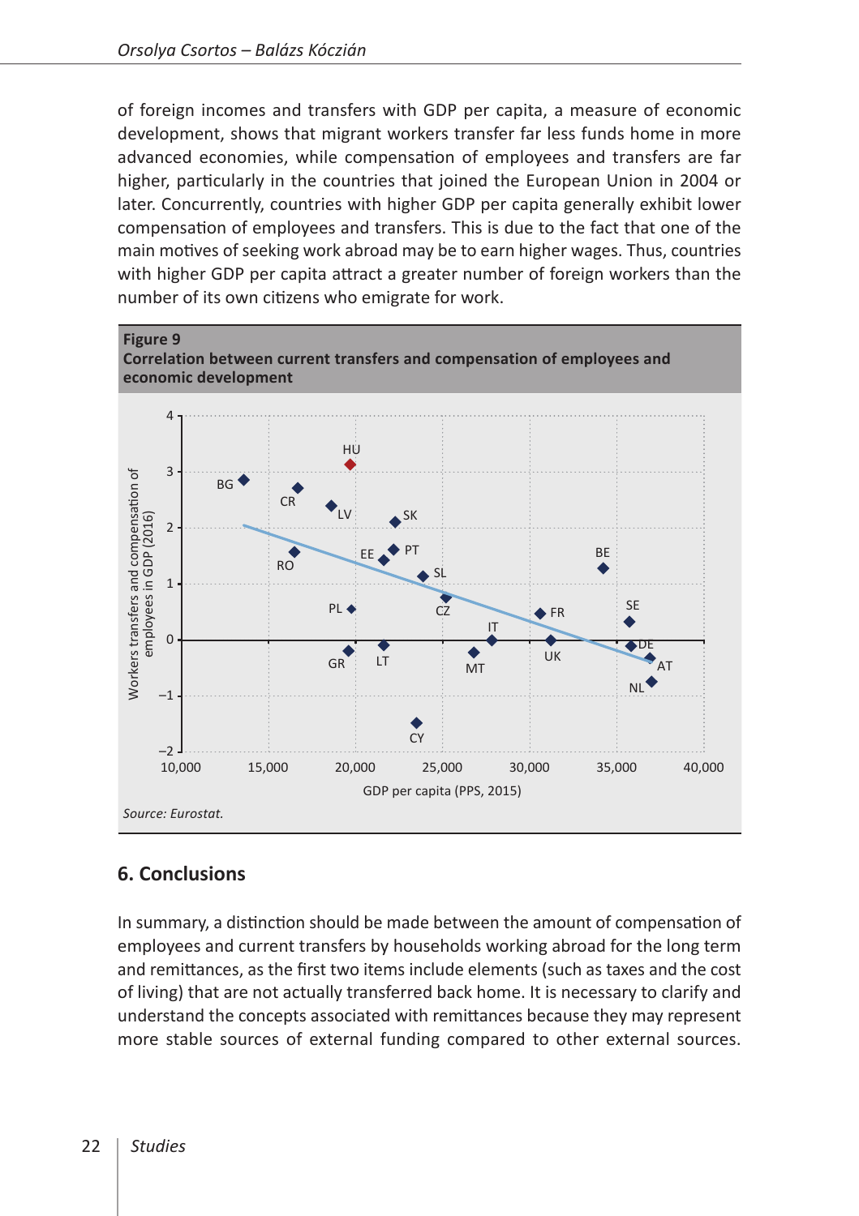of foreign incomes and transfers with GDP per capita, a measure of economic development, shows that migrant workers transfer far less funds home in more advanced economies, while compensation of employees and transfers are far higher, particularly in the countries that joined the European Union in 2004 or later. Concurrently, countries with higher GDP per capita generally exhibit lower compensation of employees and transfers. This is due to the fact that one of the main motives of seeking work abroad may be to earn higher wages. Thus, countries with higher GDP per capita attract a greater number of foreign workers than the number of its own citizens who emigrate for work.

**Figure 9**
**Correlation between current transfers and compensation of employees and economic development**

*Source: Eurostat.*

## 6. Conclusions

In summary, a distinction should be made between the amount of compensation of employees and current transfers by households working abroad for the long term and remittances, as the first two items include elements (such as taxes and the cost of living) that are not actually transferred back home. It is necessary to clarify and understand the concepts associated with remittances because they may represent more stable sources of external funding compared to other external sources.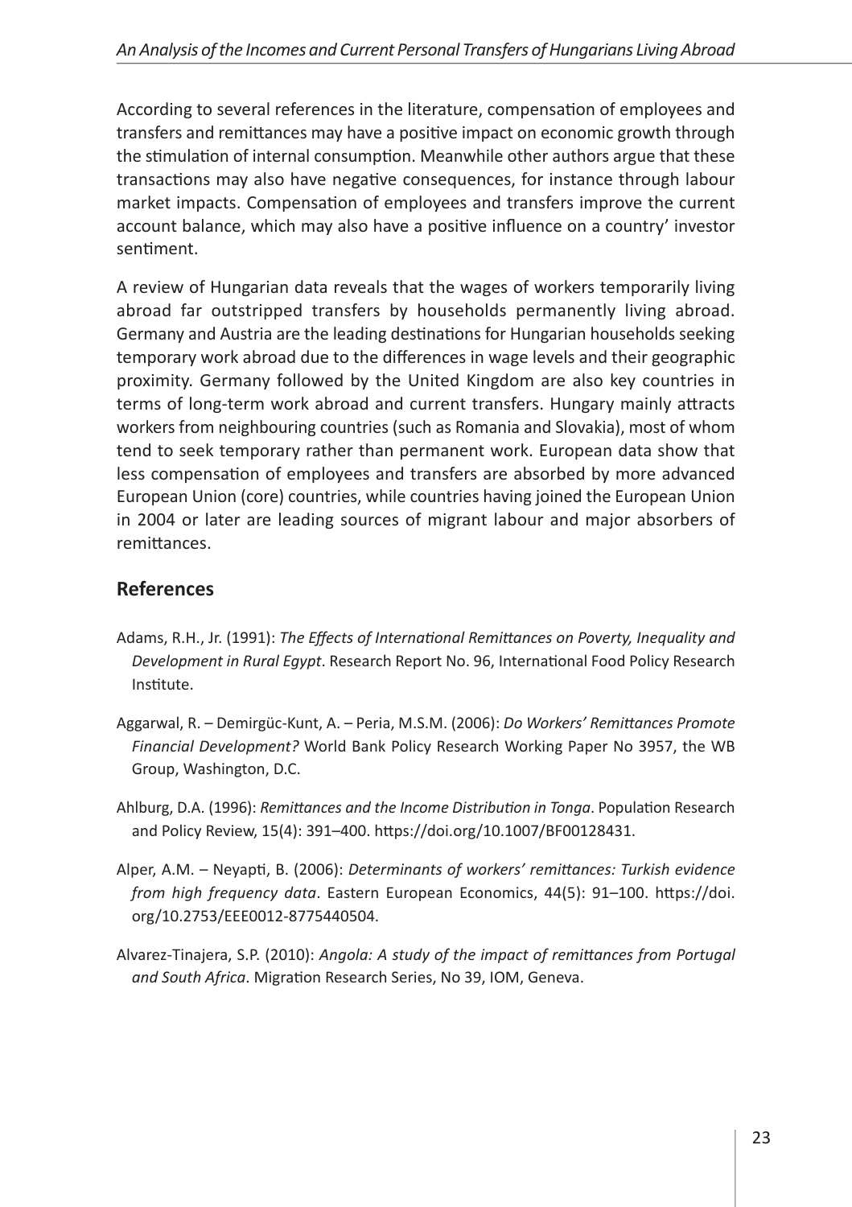According to several references in the literature, compensation of employees and transfers and remittances may have a positive impact on economic growth through the stimulation of internal consumption. Meanwhile other authors argue that these transactions may also have negative consequences, for instance through labour market impacts. Compensation of employees and transfers improve the current account balance, which may also have a positive influence on a country' investor sentiment.

A review of Hungarian data reveals that the wages of workers temporarily living abroad far outstripped transfers by households permanently living abroad. Germany and Austria are the leading destinations for Hungarian households seeking temporary work abroad due to the differences in wage levels and their geographic proximity. Germany followed by the United Kingdom are also key countries in terms of long-term work abroad and current transfers. Hungary mainly attracts workers from neighbouring countries (such as Romania and Slovakia), most of whom tend to seek temporary rather than permanent work. European data show that less compensation of employees and transfers are absorbed by more advanced European Union (core) countries, while countries having joined the European Union in 2004 or later are leading sources of migrant labour and major absorbers of remittances.

## References

Adams, R.H., Jr. (1991): *The Effects of International Remittances on Poverty, Inequality and Development in Rural Egypt*. Research Report No. 96, International Food Policy Research Institute.

Aggarwal, R. – Demirgüc-Kunt, A. – Peria, M.S.M. (2006): *Do Workers' Remittances Promote Financial Development?* World Bank Policy Research Working Paper No 3957, the WB Group, Washington, D.C.

Ahlburg, D.A. (1996): *Remittances and the Income Distribution in Tonga*. Population Research and Policy Review, 15(4): 391–400. https://doi.org/10.1007/BF00128431.

Alper, A.M. – Neyapti, B. (2006): *Determinants of workers' remittances: Turkish evidence from high frequency data*. Eastern European Economics, 44(5): 91–100. https://doi.org/10.2753/EEE0012-8775440504.

Alvarez-Tinajera, S.P. (2010): *Angola: A study of the impact of remittances from Portugal and South Africa*. Migration Research Series, No 39, IOM, Geneva.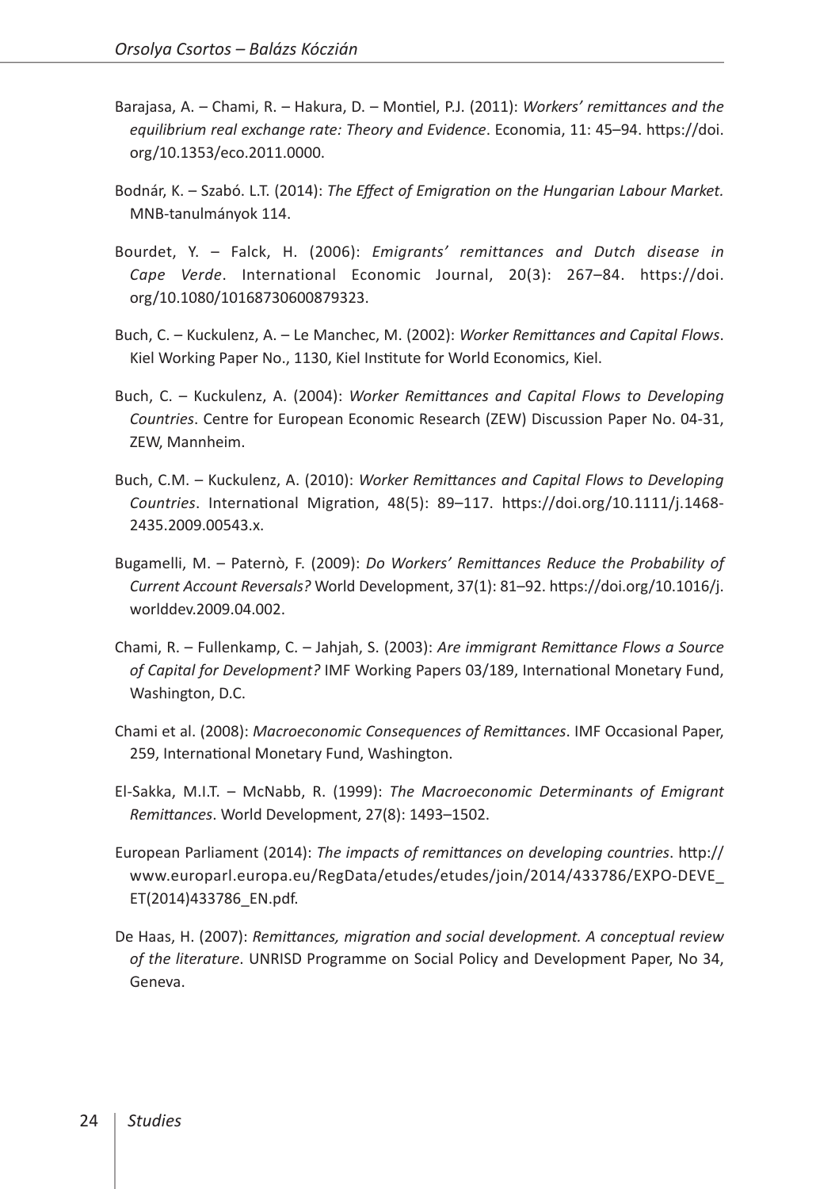Barajasa, A. – Chami, R. – Hakura, D. – Montiel, P.J. (2011): *Workers' remittances and the equilibrium real exchange rate: Theory and Evidence*. Economia, 11: 45–94. https://doi.org/10.1353/eco.2011.0000.

Bodnár, K. – Szabó. L.T. (2014): *The Effect of Emigration on the Hungarian Labour Market.* MNB-tanulmányok 114.

Bourdet, Y. – Falck, H. (2006): *Emigrants' remittances and Dutch disease in Cape Verde*. International Economic Journal, 20(3): 267–84. https://doi.org/10.1080/10168730600879323.

Buch, C. – Kuckulenz, A. – Le Manchec, M. (2002): *Worker Remittances and Capital Flows*. Kiel Working Paper No., 1130, Kiel Institute for World Economics, Kiel.

Buch, C. – Kuckulenz, A. (2004): *Worker Remittances and Capital Flows to Developing Countries*. Centre for European Economic Research (ZEW) Discussion Paper No. 04-31, ZEW, Mannheim.

Buch, C.M. – Kuckulenz, A. (2010): *Worker Remittances and Capital Flows to Developing Countries*. International Migration, 48(5): 89–117. https://doi.org/10.1111/j.1468-2435.2009.00543.x.

Bugamelli, M. – Paternò, F. (2009): *Do Workers' Remittances Reduce the Probability of Current Account Reversals?* World Development, 37(1): 81–92. https://doi.org/10.1016/j.worlddev.2009.04.002.

Chami, R. – Fullenkamp, C. – Jahjah, S. (2003): *Are immigrant Remittance Flows a Source of Capital for Development?* IMF Working Papers 03/189, International Monetary Fund, Washington, D.C.

Chami et al. (2008): *Macroeconomic Consequences of Remittances*. IMF Occasional Paper, 259, International Monetary Fund, Washington.

El-Sakka, M.I.T. – McNabb, R. (1999): *The Macroeconomic Determinants of Emigrant Remittances*. World Development, 27(8): 1493–1502.

European Parliament (2014): *The impacts of remittances on developing countries*. http://www.europarl.europa.eu/RegData/etudes/etudes/join/2014/433786/EXPO-DEVE_ET(2014)433786_EN.pdf.

De Haas, H. (2007): *Remittances, migration and social development. A conceptual review of the literature*. UNRISD Programme on Social Policy and Development Paper, No 34, Geneva.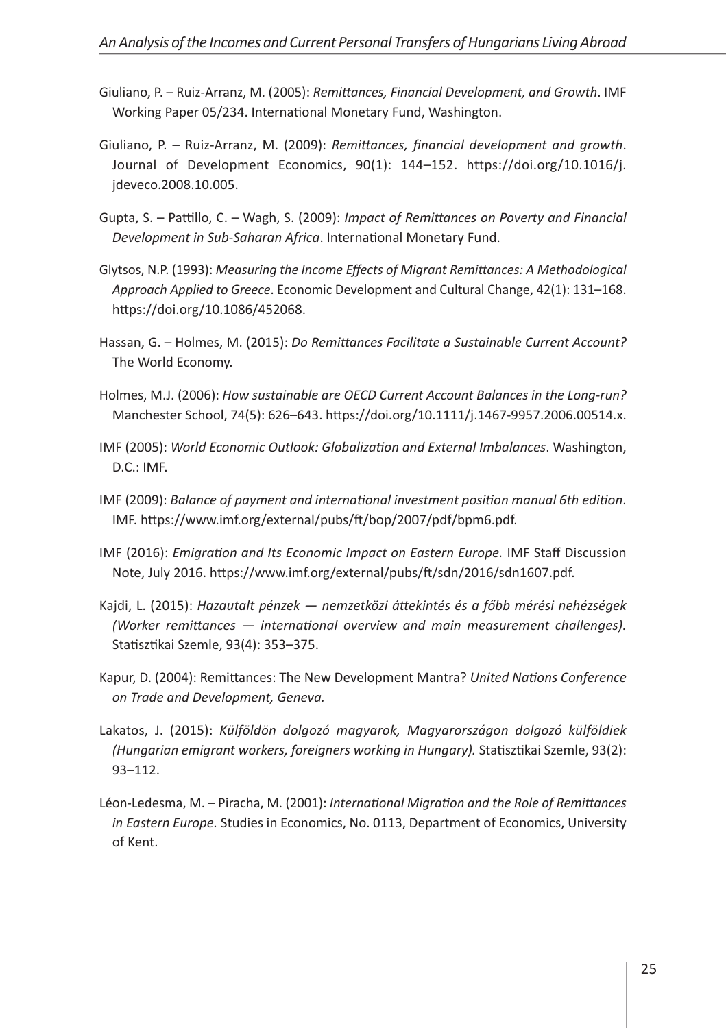Giuliano, P. – Ruiz-Arranz, M. (2005): *Remittances, Financial Development, and Growth*. IMF Working Paper 05/234. International Monetary Fund, Washington.

Giuliano, P. – Ruiz-Arranz, M. (2009): *Remittances, financial development and growth*. Journal of Development Economics, 90(1): 144–152. https://doi.org/10.1016/j.jdeveco.2008.10.005.

Gupta, S. – Pattillo, C. – Wagh, S. (2009): *Impact of Remittances on Poverty and Financial Development in Sub-Saharan Africa*. International Monetary Fund.

Glytsos, N.P. (1993): *Measuring the Income Effects of Migrant Remittances: A Methodological Approach Applied to Greece*. Economic Development and Cultural Change, 42(1): 131–168. https://doi.org/10.1086/452068.

Hassan, G. – Holmes, M. (2015): *Do Remittances Facilitate a Sustainable Current Account?* The World Economy.

Holmes, M.J. (2006): *How sustainable are OECD Current Account Balances in the Long-run?* Manchester School, 74(5): 626–643. https://doi.org/10.1111/j.1467-9957.2006.00514.x.

IMF (2005): *World Economic Outlook: Globalization and External Imbalances*. Washington, D.C.: IMF.

IMF (2009): *Balance of payment and international investment position manual 6th edition*. IMF. https://www.imf.org/external/pubs/ft/bop/2007/pdf/bpm6.pdf.

IMF (2016): *Emigration and Its Economic Impact on Eastern Europe.* IMF Staff Discussion Note, July 2016. https://www.imf.org/external/pubs/ft/sdn/2016/sdn1607.pdf.

Kajdi, L. (2015): *Hazautalt pénzek — nemzetközi áttekintés és a főbb mérési nehézségek (Worker remittances — international overview and main measurement challenges).* Statisztikai Szemle, 93(4): 353–375.

Kapur, D. (2004): Remittances: The New Development Mantra? *United Nations Conference on Trade and Development, Geneva.*

Lakatos, J. (2015): *Külföldön dolgozó magyarok, Magyarországon dolgozó külföldiek (Hungarian emigrant workers, foreigners working in Hungary).* Statisztikai Szemle, 93(2): 93–112.

Léon-Ledesma, M. – Piracha, M. (2001): *International Migration and the Role of Remittances in Eastern Europe.* Studies in Economics, No. 0113, Department of Economics, University of Kent.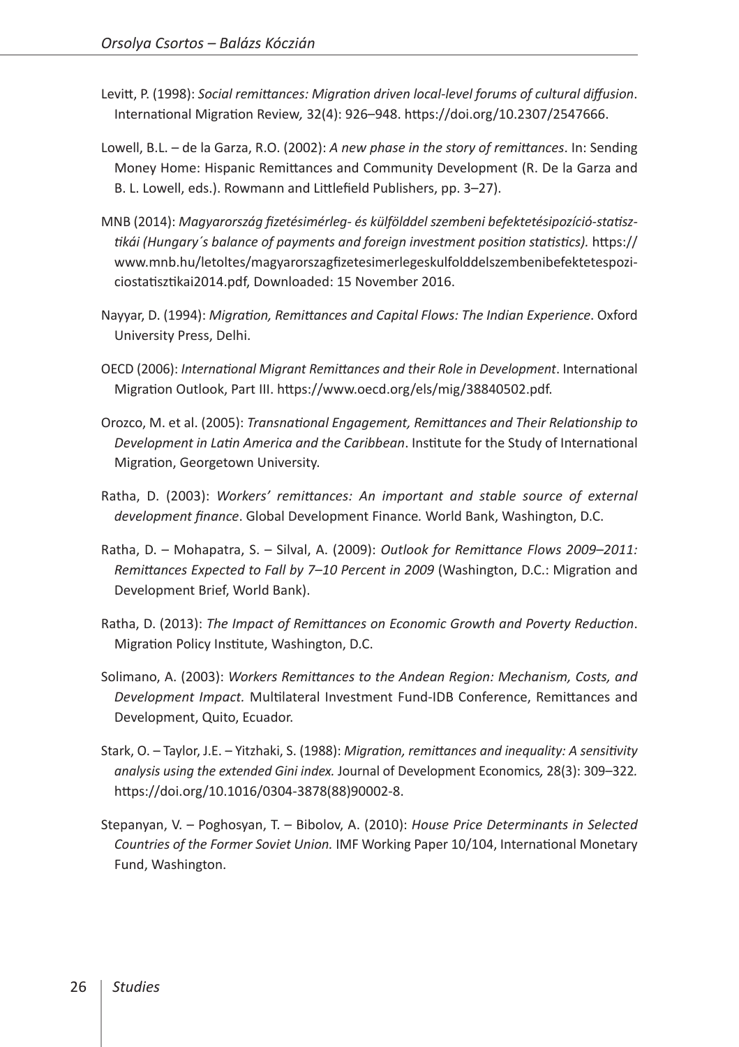Levitt, P. (1998): *Social remittances: Migration driven local-level forums of cultural diffusion*. International Migration Review*,* 32(4): 926–948. https://doi.org/10.2307/2547666.

Lowell, B.L. – de la Garza, R.O. (2002): *A new phase in the story of remittances*. In: Sending Money Home: Hispanic Remittances and Community Development (R. De la Garza and B. L. Lowell, eds.). Rowmann and Littlefield Publishers, pp. 3–27).

MNB (2014): *Magyarország fizetésimérleg- és külfölddel szembeni befektetésipozíció-statisztikái (Hungary´s balance of payments and foreign investment position statistics).* https://www.mnb.hu/letoltes/magyarorszagfizetesimerlegeskulfolddelszembenibefektetespoziciostatisztikai2014.pdf, Downloaded: 15 November 2016.

Nayyar, D. (1994): *Migration, Remittances and Capital Flows: The Indian Experience*. Oxford University Press, Delhi.

OECD (2006): *International Migrant Remittances and their Role in Development*. International Migration Outlook, Part III. https://www.oecd.org/els/mig/38840502.pdf.

Orozco, M. et al. (2005): *Transnational Engagement, Remittances and Their Relationship to Development in Latin America and the Caribbean*. Institute for the Study of International Migration, Georgetown University.

Ratha, D. (2003): *Workers' remittances: An important and stable source of external development finance*. Global Development Finance*.* World Bank, Washington, D.C.

Ratha, D. – Mohapatra, S. – Silval, A. (2009): *Outlook for Remittance Flows 2009–2011: Remittances Expected to Fall by 7–10 Percent in 2009* (Washington, D.C.: Migration and Development Brief, World Bank).

Ratha, D. (2013): *The Impact of Remittances on Economic Growth and Poverty Reduction*. Migration Policy Institute, Washington, D.C.

Solimano, A. (2003): *Workers Remittances to the Andean Region: Mechanism, Costs, and Development Impact.* Multilateral Investment Fund-IDB Conference, Remittances and Development, Quito, Ecuador.

Stark, O. – Taylor, J.E. – Yitzhaki, S. (1988): *Migration, remittances and inequality: A sensitivity analysis using the extended Gini index.* Journal of Development Economics*,* 28(3): 309–322*.* https://doi.org/10.1016/0304-3878(88)90002-8.

Stepanyan, V. – Poghosyan, T. – Bibolov, A. (2010): *House Price Determinants in Selected Countries of the Former Soviet Union.* IMF Working Paper 10/104, International Monetary Fund, Washington.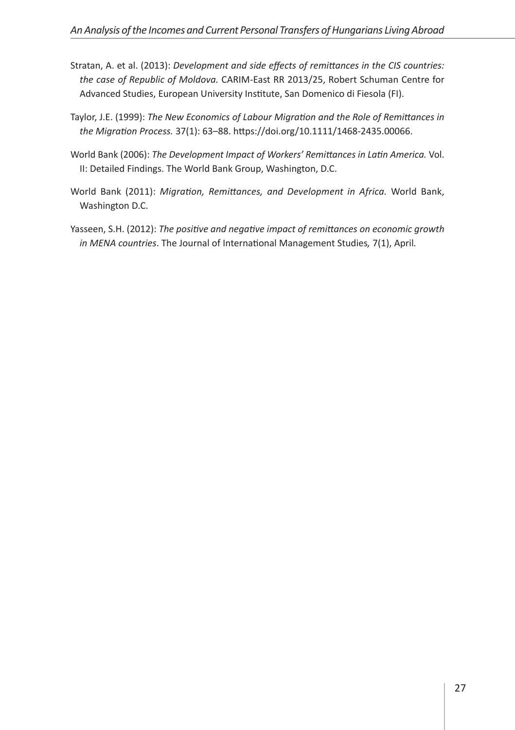Stratan, A. et al. (2013): *Development and side effects of remittances in the CIS countries: the case of Republic of Moldova.* CARIM-East RR 2013/25, Robert Schuman Centre for Advanced Studies, European University Institute, San Domenico di Fiesola (FI).

Taylor, J.E. (1999): *The New Economics of Labour Migration and the Role of Remittances in the Migration Process.* 37(1): 63–88. https://doi.org/10.1111/1468-2435.00066.

World Bank (2006): *The Development Impact of Workers' Remittances in Latin America.* Vol. II: Detailed Findings. The World Bank Group, Washington, D.C.

World Bank (2011): *Migration, Remittances, and Development in Africa.* World Bank, Washington D.C.

Yasseen, S.H. (2012): *The positive and negative impact of remittances on economic growth in MENA countries*. The Journal of International Management Studies*,* 7(1), April*.*